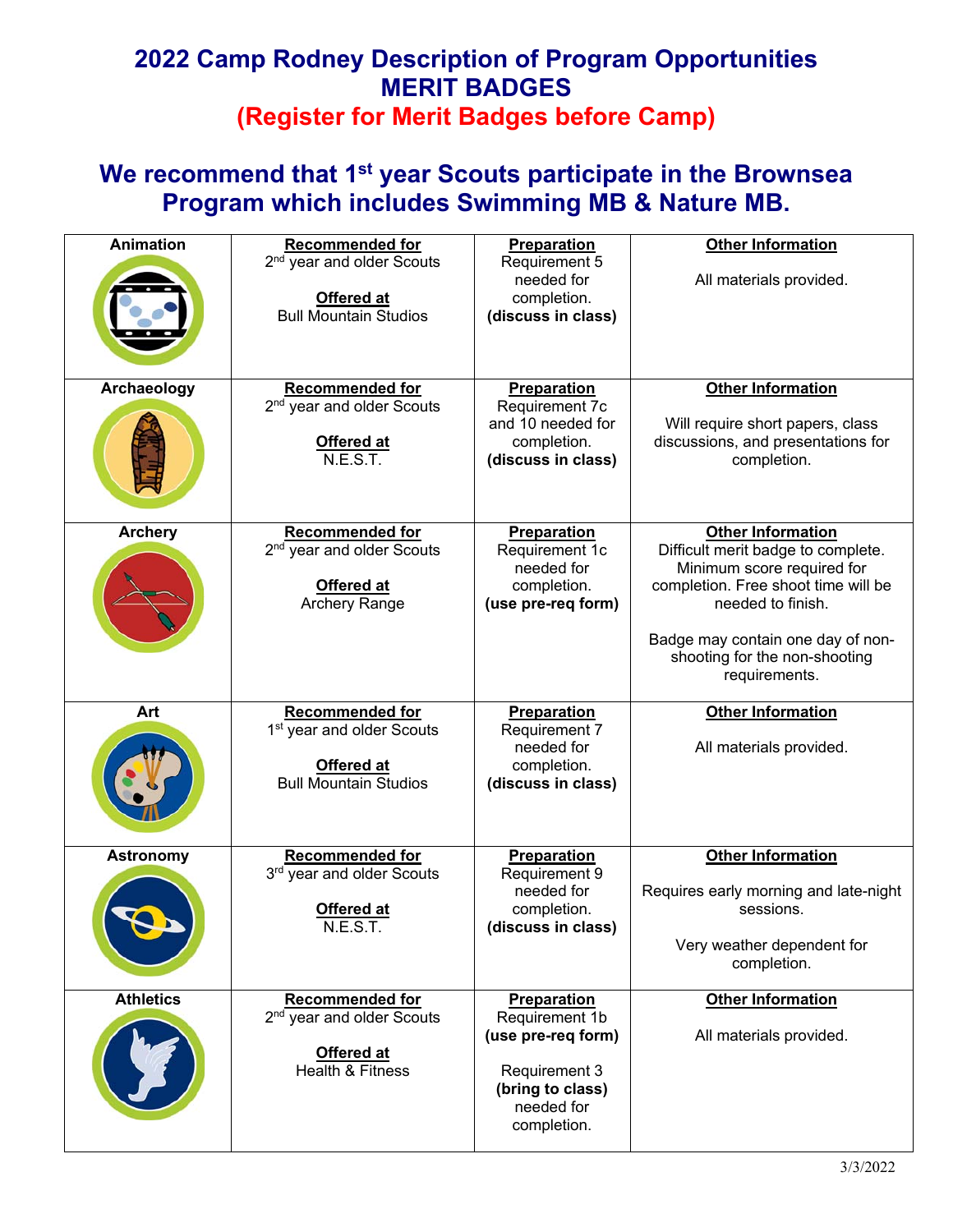# 2022 Camp Rodney Description of Program Opportunities
# MERIT BADGES
## (Register for Merit Badges before Camp)

## We recommend that 1st year Scouts participate in the Brownsea Program which includes Swimming MB & Nature MB.

| Merit Badge | Recommended for / Offered at | Preparation | Other Information |
|---|---|---|---|
| **Animation** | **Recommended for** 2nd year and older Scouts<br><br>**Offered at** Bull Mountain Studios | **Preparation** Requirement 5 needed for completion. **(discuss in class)** | **Other Information**<br><br>All materials provided. |
| **Archaeology** | **Recommended for** 2nd year and older Scouts<br><br>**Offered at** N.E.S.T. | **Preparation** Requirement 7c and 10 needed for completion. **(discuss in class)** | **Other Information**<br><br>Will require short papers, class discussions, and presentations for completion. |
| **Archery** | **Recommended for** 2nd year and older Scouts<br><br>**Offered at** Archery Range | **Preparation** Requirement 1c needed for completion. **(use pre-req form)** | **Other Information** Difficult merit badge to complete. Minimum score required for completion. Free shoot time will be needed to finish.<br><br>Badge may contain one day of non-shooting for the non-shooting requirements. |
| **Art** | **Recommended for** 1st year and older Scouts<br><br>**Offered at** Bull Mountain Studios | **Preparation** Requirement 7 needed for completion. **(discuss in class)** | **Other Information**<br><br>All materials provided. |
| **Astronomy** | **Recommended for** 3rd year and older Scouts<br><br>**Offered at** N.E.S.T. | **Preparation** Requirement 9 needed for completion. **(discuss in class)** | **Other Information**<br><br>Requires early morning and late-night sessions.<br><br>Very weather dependent for completion. |
| **Athletics** | **Recommended for** 2nd year and older Scouts<br><br>**Offered at** Health & Fitness | **Preparation** Requirement 1b **(use pre-req form)**<br><br>Requirement 3 **(bring to class)** needed for completion. | **Other Information**<br><br>All materials provided. |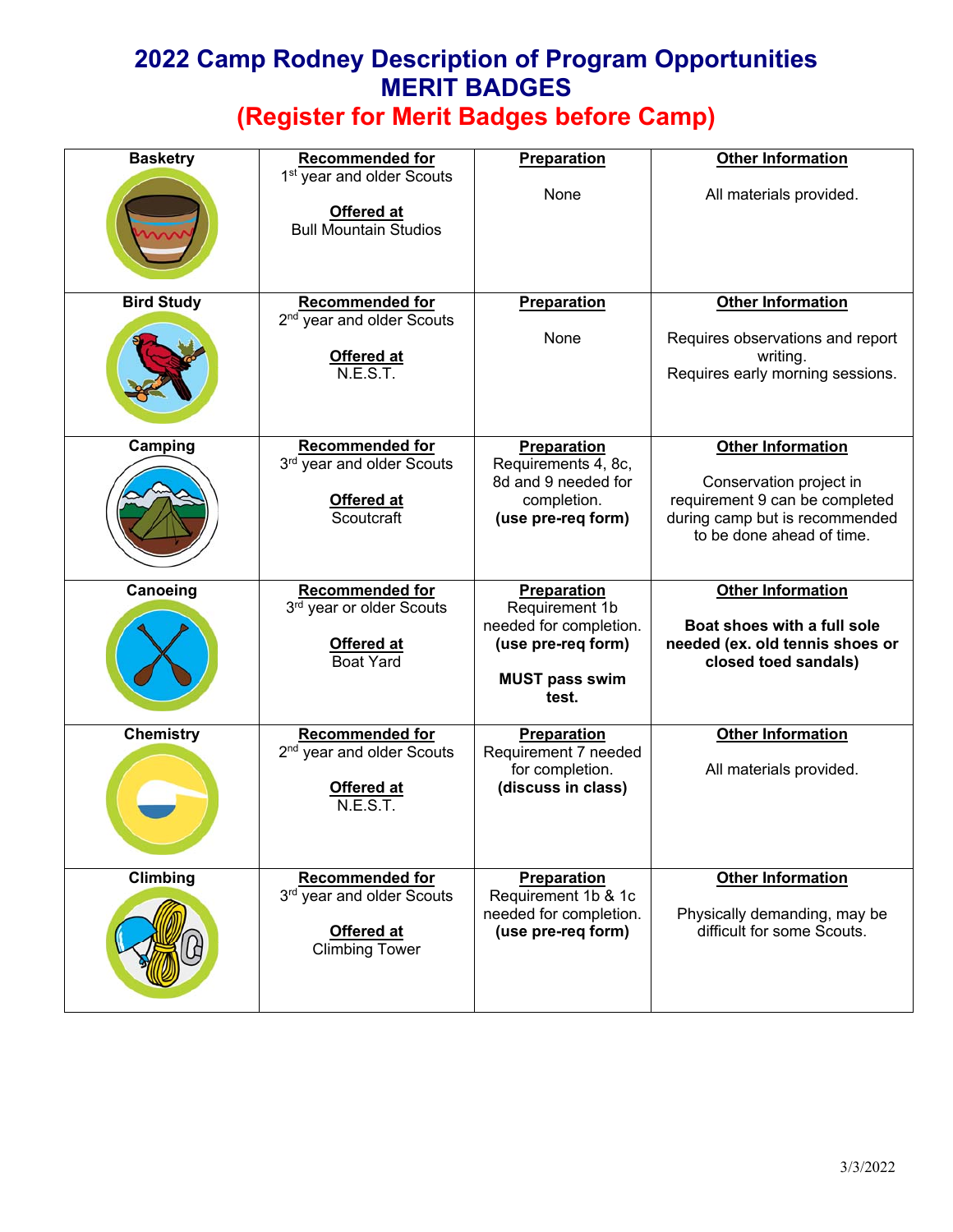# 2022 Camp Rodney Description of Program Opportunities
# MERIT BADGES
## (Register for Merit Badges before Camp)

| Merit Badge | Recommended for / Offered at | Preparation | Other Information |
|---|---|---|---|
| **Basketry** | **Recommended for** 1st year and older Scouts **Offered at** Bull Mountain Studios | **Preparation** None | **Other Information** All materials provided. |
| **Bird Study** | **Recommended for** 2nd year and older Scouts **Offered at** N.E.S.T. | **Preparation** None | **Other Information** Requires observations and report writing. Requires early morning sessions. |
| **Camping** | **Recommended for** 3rd year and older Scouts **Offered at** Scoutcraft | **Preparation** Requirements 4, 8c, 8d and 9 needed for completion. **(use pre-req form)** | **Other Information** Conservation project in requirement 9 can be completed during camp but is recommended to be done ahead of time. |
| **Canoeing** | **Recommended for** 3rd year or older Scouts **Offered at** Boat Yard | **Preparation** Requirement 1b needed for completion. **(use pre-req form)** **MUST pass swim test.** | **Other Information** **Boat shoes with a full sole needed (ex. old tennis shoes or closed toed sandals)** |
| **Chemistry** | **Recommended for** 2nd year and older Scouts **Offered at** N.E.S.T. | **Preparation** Requirement 7 needed for completion. **(discuss in class)** | **Other Information** All materials provided. |
| **Climbing** | **Recommended for** 3rd year and older Scouts **Offered at** Climbing Tower | **Preparation** Requirement 1b & 1c needed for completion. **(use pre-req form)** | **Other Information** Physically demanding, may be difficult for some Scouts. |

3/3/2022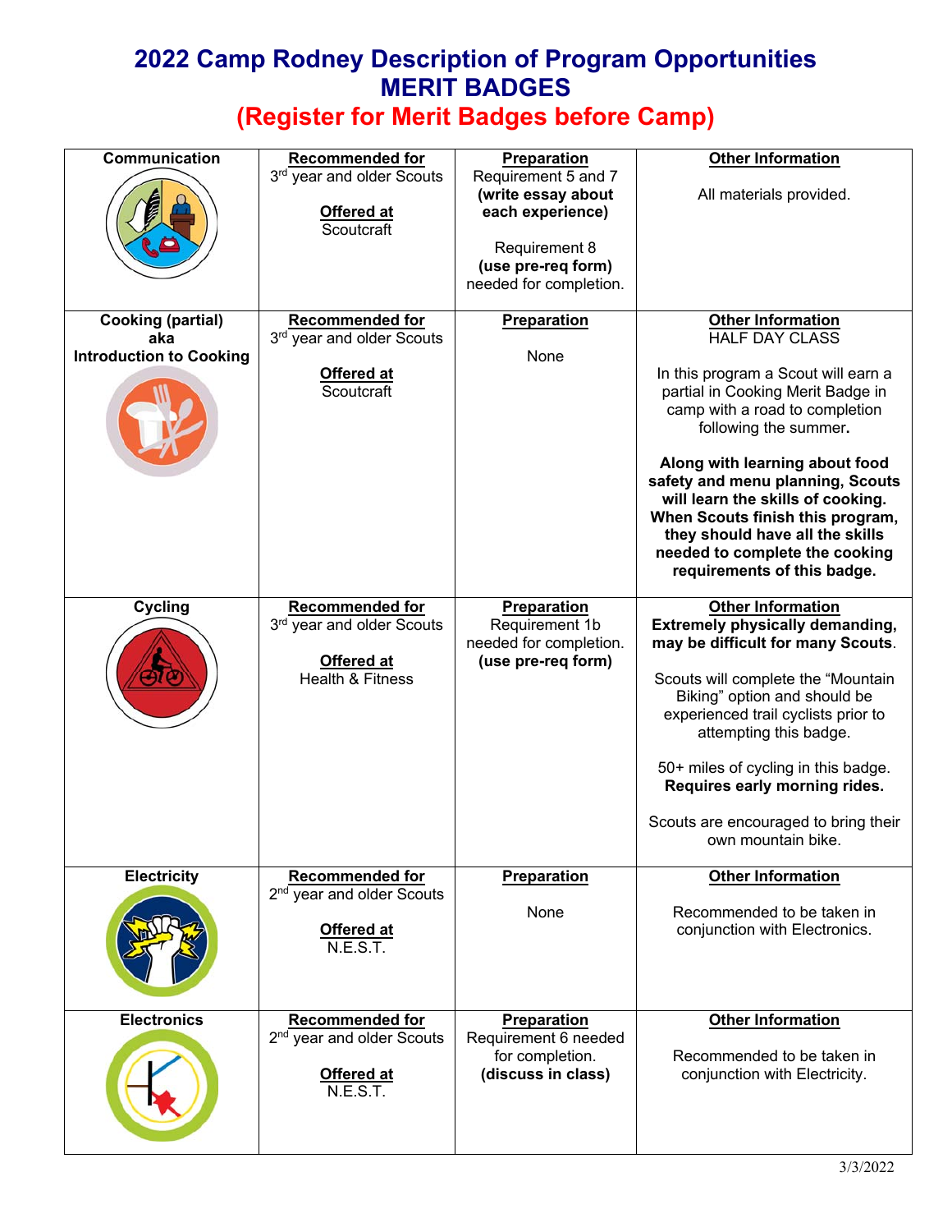# 2022 Camp Rodney Description of Program Opportunities
# MERIT BADGES
## (Register for Merit Badges before Camp)

| Merit Badge | Recommended for / Offered at | Preparation | Other Information |
|---|---|---|---|
| **Communication** | **Recommended for** 3rd year and older Scouts<br><br>**Offered at** Scoutcraft | **Preparation**<br>Requirement 5 and 7 **(write essay about each experience)**<br><br>Requirement 8 **(use pre-req form)** needed for completion. | **Other Information**<br><br>All materials provided. |
| **Cooking (partial) aka Introduction to Cooking** | **Recommended for** 3rd year and older Scouts<br><br>**Offered at** Scoutcraft | **Preparation**<br><br>None | **Other Information**<br>HALF DAY CLASS<br><br>In this program a Scout will earn a partial in Cooking Merit Badge in camp with a road to completion following the summer.<br><br>**Along with learning about food safety and menu planning, Scouts will learn the skills of cooking. When Scouts finish this program, they should have all the skills needed to complete the cooking requirements of this badge.** |
| **Cycling** | **Recommended for** 3rd year and older Scouts<br><br>**Offered at** Health & Fitness | **Preparation**<br>Requirement 1b needed for completion. **(use pre-req form)** | **Other Information**<br>**Extremely physically demanding, may be difficult for many Scouts**.<br><br>Scouts will complete the "Mountain Biking" option and should be experienced trail cyclists prior to attempting this badge.<br><br>50+ miles of cycling in this badge. **Requires early morning rides.**<br><br>Scouts are encouraged to bring their own mountain bike. |
| **Electricity** | **Recommended for** 2nd year and older Scouts<br><br>**Offered at** N.E.S.T. | **Preparation**<br><br>None | **Other Information**<br><br>Recommended to be taken in conjunction with Electronics. |
| **Electronics** | **Recommended for** 2nd year and older Scouts<br><br>**Offered at** N.E.S.T. | **Preparation**<br>Requirement 6 needed for completion. **(discuss in class)** | **Other Information**<br><br>Recommended to be taken in conjunction with Electricity. |

3/3/2022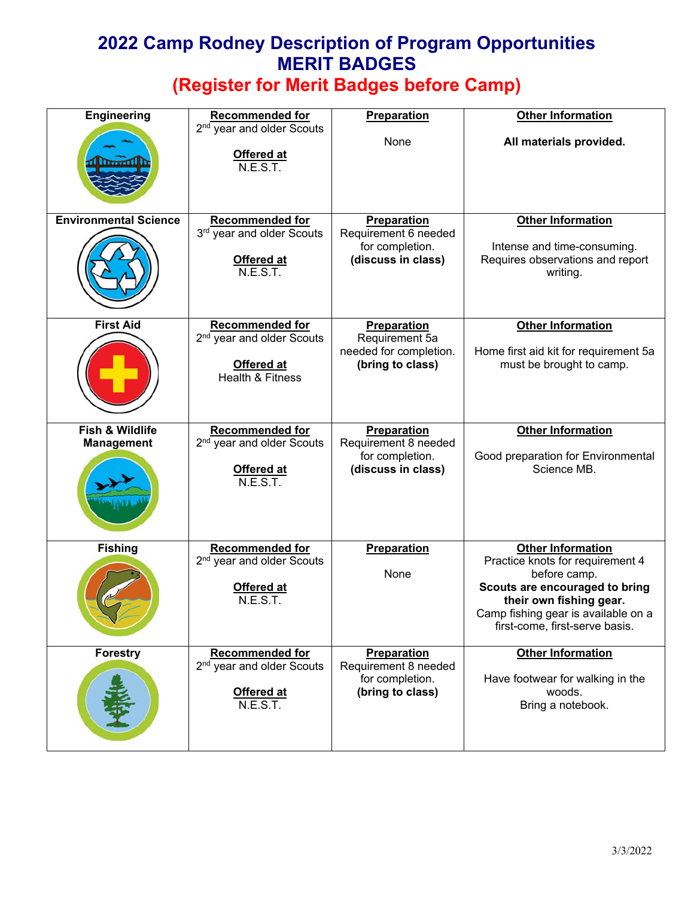# 2022 Camp Rodney Description of Program Opportunities
# MERIT BADGES
## (Register for Merit Badges before Camp)

| Merit Badge | Recommended for / Offered at | Preparation | Other Information |
|---|---|---|---|
| **Engineering** | **Recommended for** 2nd year and older Scouts **Offered at** N.E.S.T. | **Preparation** None | **Other Information** **All materials provided.** |
| **Environmental Science** | **Recommended for** 3rd year and older Scouts **Offered at** N.E.S.T. | **Preparation** Requirement 6 needed for completion. **(discuss in class)** | **Other Information** Intense and time-consuming. Requires observations and report writing. |
| **First Aid** | **Recommended for** 2nd year and older Scouts **Offered at** Health & Fitness | **Preparation** Requirement 5a needed for completion. **(bring to class)** | **Other Information** Home first aid kit for requirement 5a must be brought to camp. |
| **Fish & Wildlife Management** | **Recommended for** 2nd year and older Scouts **Offered at** N.E.S.T. | **Preparation** Requirement 8 needed for completion. **(discuss in class)** | **Other Information** Good preparation for Environmental Science MB. |
| **Fishing** | **Recommended for** 2nd year and older Scouts **Offered at** N.E.S.T. | **Preparation** None | **Other Information** Practice knots for requirement 4 before camp. **Scouts are encouraged to bring their own fishing gear.** Camp fishing gear is available on a first-come, first-serve basis. |
| **Forestry** | **Recommended for** 2nd year and older Scouts **Offered at** N.E.S.T. | **Preparation** Requirement 8 needed for completion. **(bring to class)** | **Other Information** Have footwear for walking in the woods. Bring a notebook. |

3/3/2022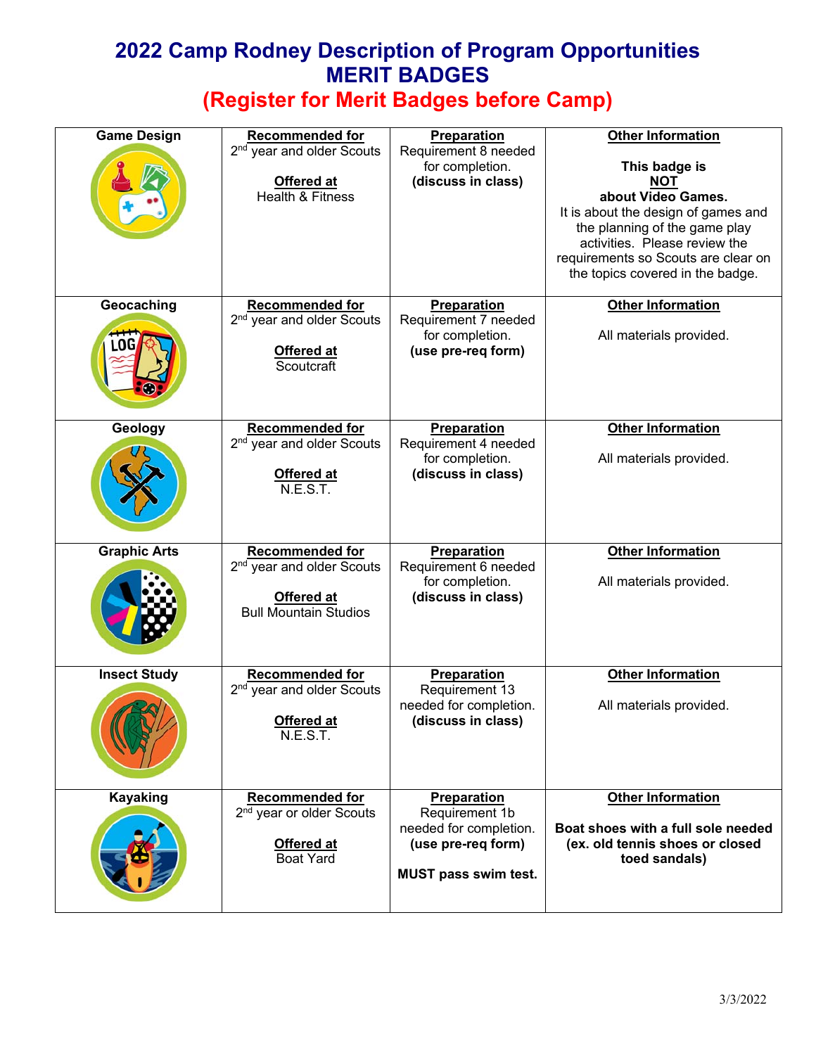# 2022 Camp Rodney Description of Program Opportunities
# MERIT BADGES
## (Register for Merit Badges before Camp)

| Merit Badge | Recommended for / Offered at | Preparation | Other Information |
|---|---|---|---|
| **Game Design** | **Recommended for** 2nd year and older Scouts<br><br>**Offered at** Health & Fitness | **Preparation** Requirement 8 needed for completion. **(discuss in class)** | **Other Information**<br><br>**This badge is NOT about Video Games.** It is about the design of games and the planning of the game play activities. Please review the requirements so Scouts are clear on the topics covered in the badge. |
| **Geocaching** | **Recommended for** 2nd year and older Scouts<br><br>**Offered at** Scoutcraft | **Preparation** Requirement 7 needed for completion. **(use pre-req form)** | **Other Information**<br><br>All materials provided. |
| **Geology** | **Recommended for** 2nd year and older Scouts<br><br>**Offered at** N.E.S.T. | **Preparation** Requirement 4 needed for completion. **(discuss in class)** | **Other Information**<br><br>All materials provided. |
| **Graphic Arts** | **Recommended for** 2nd year and older Scouts<br><br>**Offered at** Bull Mountain Studios | **Preparation** Requirement 6 needed for completion. **(discuss in class)** | **Other Information**<br><br>All materials provided. |
| **Insect Study** | **Recommended for** 2nd year and older Scouts<br><br>**Offered at** N.E.S.T. | **Preparation** Requirement 13 needed for completion. **(discuss in class)** | **Other Information**<br><br>All materials provided. |
| **Kayaking** | **Recommended for** 2nd year or older Scouts<br><br>**Offered at** Boat Yard | **Preparation** Requirement 1b needed for completion. **(use pre-req form)**<br><br>**MUST pass swim test.** | **Other Information**<br><br>**Boat shoes with a full sole needed (ex. old tennis shoes or closed toed sandals)** |

3/3/2022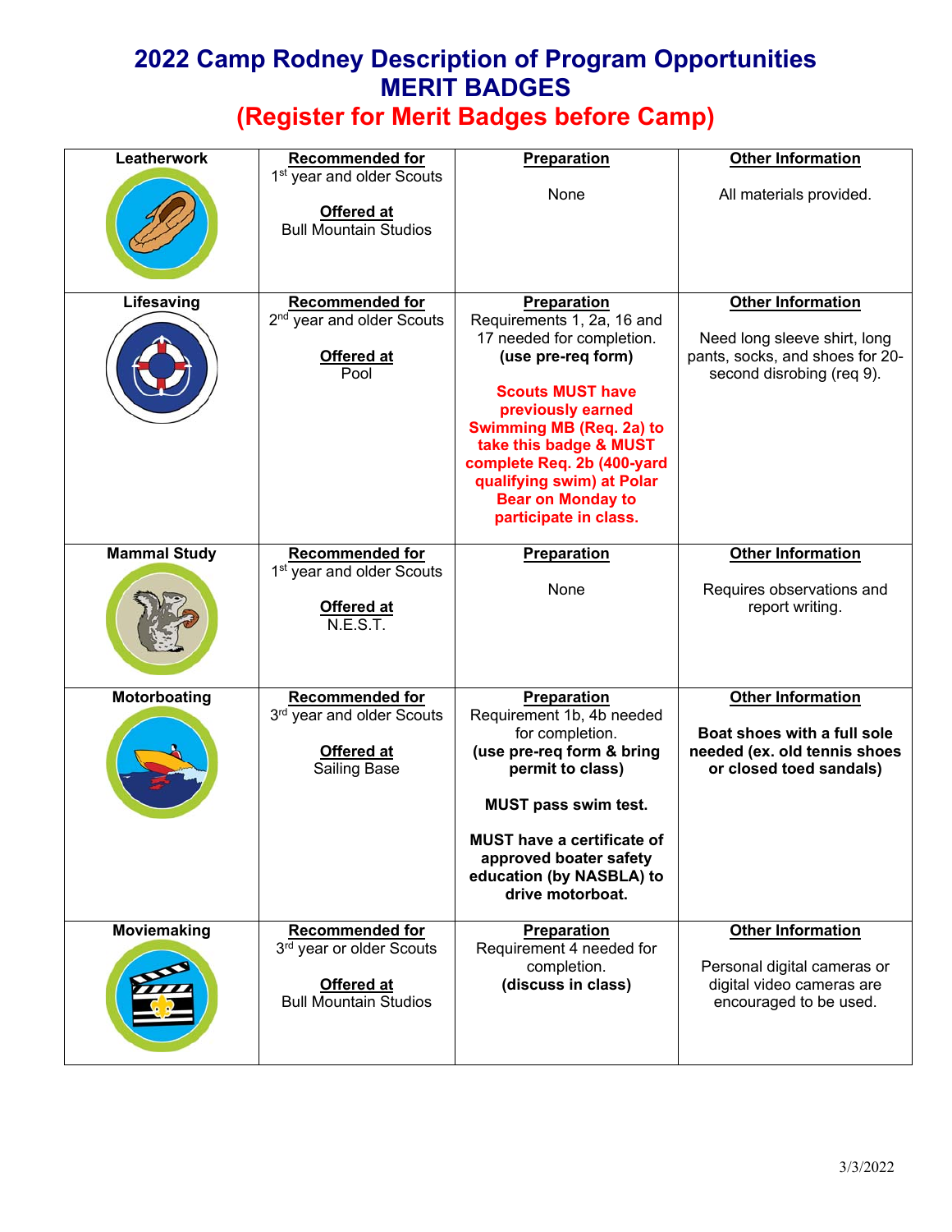# 2022 Camp Rodney Description of Program Opportunities
# MERIT BADGES
## (Register for Merit Badges before Camp)

| Merit Badge | Recommended for / Offered at | Preparation | Other Information |
|---|---|---|---|
| **Leatherwork** | **Recommended for** 1st year and older Scouts<br><br>**Offered at** Bull Mountain Studios | **Preparation**<br><br>None | **Other Information**<br><br>All materials provided. |
| **Lifesaving** | **Recommended for** 2nd year and older Scouts<br><br>**Offered at** Pool | **Preparation**<br>Requirements 1, 2a, 16 and 17 needed for completion. **(use pre-req form)**<br><br>**Scouts MUST have previously earned Swimming MB (Req. 2a) to take this badge & MUST complete Req. 2b (400-yard qualifying swim) at Polar Bear on Monday to participate in class.** | **Other Information**<br><br>Need long sleeve shirt, long pants, socks, and shoes for 20-second disrobing (req 9). |
| **Mammal Study** | **Recommended for** 1st year and older Scouts<br><br>**Offered at** N.E.S.T. | **Preparation**<br><br>None | **Other Information**<br><br>Requires observations and report writing. |
| **Motorboating** | **Recommended for** 3rd year and older Scouts<br><br>**Offered at** Sailing Base | **Preparation**<br>Requirement 1b, 4b needed for completion. **(use pre-req form & bring permit to class)**<br><br>**MUST pass swim test.**<br><br>**MUST have a certificate of approved boater safety education (by NASBLA) to drive motorboat.** | **Other Information**<br><br>**Boat shoes with a full sole needed (ex. old tennis shoes or closed toed sandals)** |
| **Moviemaking** | **Recommended for** 3rd year or older Scouts<br><br>**Offered at** Bull Mountain Studios | **Preparation**<br>Requirement 4 needed for completion.<br>**(discuss in class)** | **Other Information**<br><br>Personal digital cameras or digital video cameras are encouraged to be used. |

3/3/2022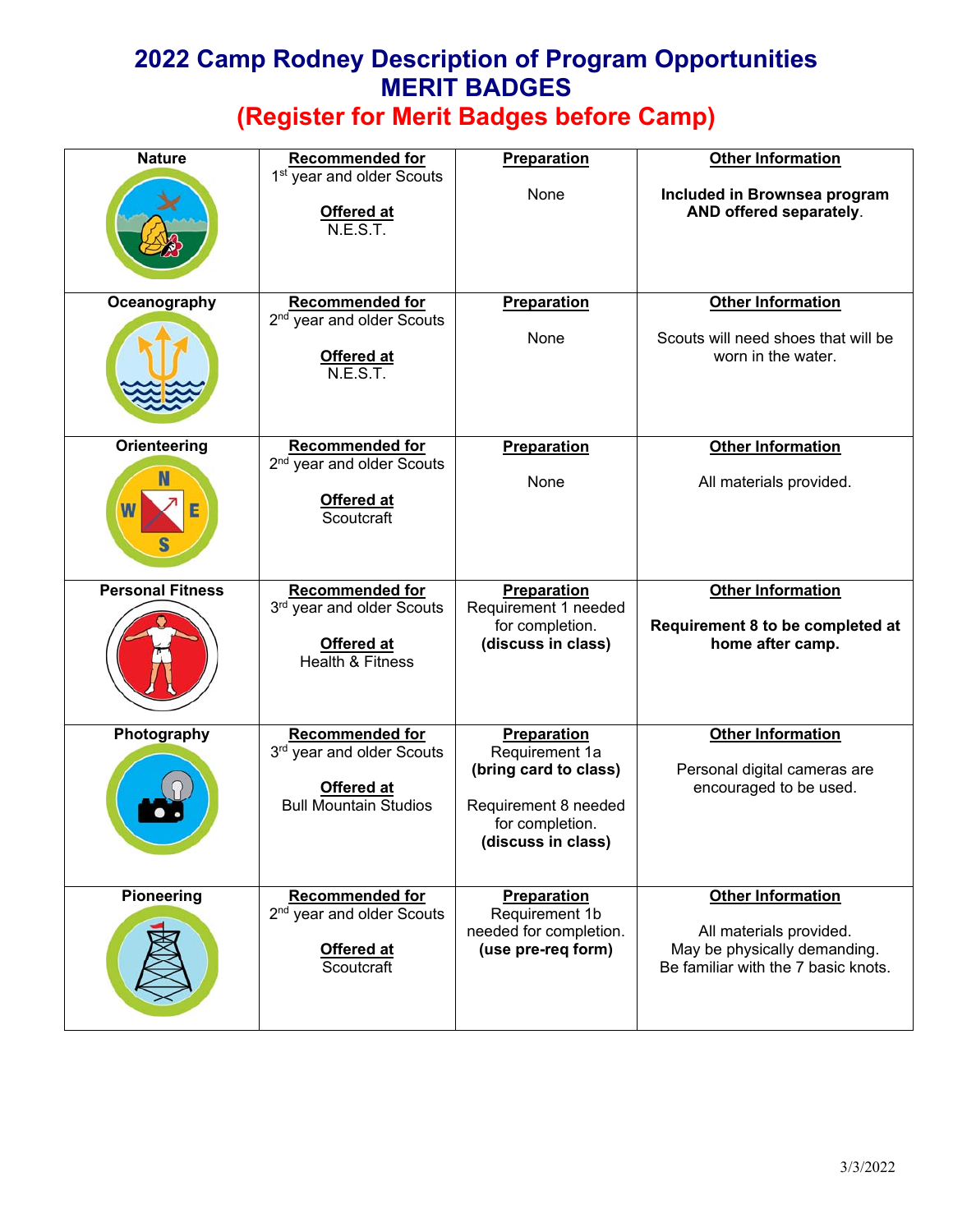# 2022 Camp Rodney Description of Program Opportunities
# MERIT BADGES
## (Register for Merit Badges before Camp)

| Merit Badge | Recommended for / Offered at | Preparation | Other Information |
|---|---|---|---|
| **Nature** | **Recommended for**<br>1st year and older Scouts<br><br>**Offered at**<br>N.E.S.T. | **Preparation**<br><br>None | **Other Information**<br><br>**Included in Brownsea program AND offered separately.** |
| **Oceanography** | **Recommended for**<br>2nd year and older Scouts<br><br>**Offered at**<br>N.E.S.T. | **Preparation**<br><br>None | **Other Information**<br><br>Scouts will need shoes that will be worn in the water. |
| **Orienteering** | **Recommended for**<br>2nd year and older Scouts<br><br>**Offered at**<br>Scoutcraft | **Preparation**<br><br>None | **Other Information**<br><br>All materials provided. |
| **Personal Fitness** | **Recommended for**<br>3rd year and older Scouts<br><br>**Offered at**<br>Health & Fitness | **Preparation**<br>Requirement 1 needed for completion.<br>**(discuss in class)** | **Other Information**<br><br>**Requirement 8 to be completed at home after camp.** |
| **Photography** | **Recommended for**<br>3rd year and older Scouts<br><br>**Offered at**<br>Bull Mountain Studios | **Preparation**<br>Requirement 1a<br>**(bring card to class)**<br><br>Requirement 8 needed for completion.<br>**(discuss in class)** | **Other Information**<br><br>Personal digital cameras are encouraged to be used. |
| **Pioneering** | **Recommended for**<br>2nd year and older Scouts<br><br>**Offered at**<br>Scoutcraft | **Preparation**<br>Requirement 1b needed for completion.<br>**(use pre-req form)** | **Other Information**<br><br>All materials provided.<br>May be physically demanding.<br>Be familiar with the 7 basic knots. |

3/3/2022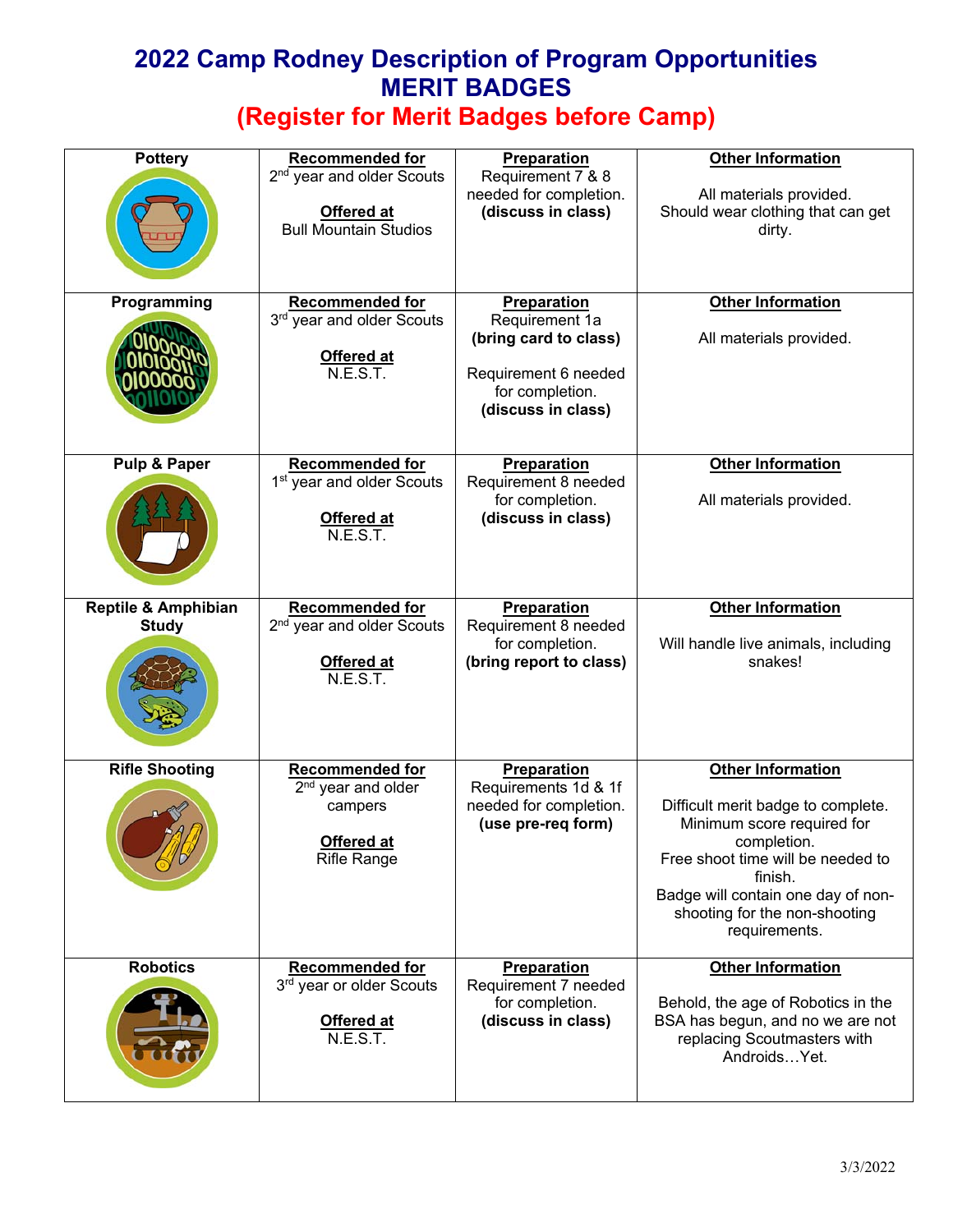# 2022 Camp Rodney Description of Program Opportunities
# MERIT BADGES
## (Register for Merit Badges before Camp)

| Merit Badge | Recommended for / Offered at | Preparation | Other Information |
|---|---|---|---|
| **Pottery** | **Recommended for** 2nd year and older Scouts<br><br>**Offered at** Bull Mountain Studios | **Preparation** Requirement 7 & 8 needed for completion. **(discuss in class)** | **Other Information**<br><br>All materials provided. Should wear clothing that can get dirty. |
| **Programming** | **Recommended for** 3rd year and older Scouts<br><br>**Offered at** N.E.S.T. | **Preparation** Requirement 1a **(bring card to class)**<br><br>Requirement 6 needed for completion. **(discuss in class)** | **Other Information**<br><br>All materials provided. |
| **Pulp & Paper** | **Recommended for** 1st year and older Scouts<br><br>**Offered at** N.E.S.T. | **Preparation** Requirement 8 needed for completion. **(discuss in class)** | **Other Information**<br><br>All materials provided. |
| **Reptile & Amphibian Study** | **Recommended for** 2nd year and older Scouts<br><br>**Offered at** N.E.S.T. | **Preparation** Requirement 8 needed for completion. **(bring report to class)** | **Other Information**<br><br>Will handle live animals, including snakes! |
| **Rifle Shooting** | **Recommended for** 2nd year and older campers<br><br>**Offered at** Rifle Range | **Preparation** Requirements 1d & 1f needed for completion. **(use pre-req form)** | **Other Information**<br><br>Difficult merit badge to complete. Minimum score required for completion.<br>Free shoot time will be needed to finish.<br>Badge will contain one day of non-shooting for the non-shooting requirements. |
| **Robotics** | **Recommended for** 3rd year or older Scouts<br><br>**Offered at** N.E.S.T. | **Preparation** Requirement 7 needed for completion. **(discuss in class)** | **Other Information**<br><br>Behold, the age of Robotics in the BSA has begun, and no we are not replacing Scoutmasters with Androids…Yet. |

3/3/2022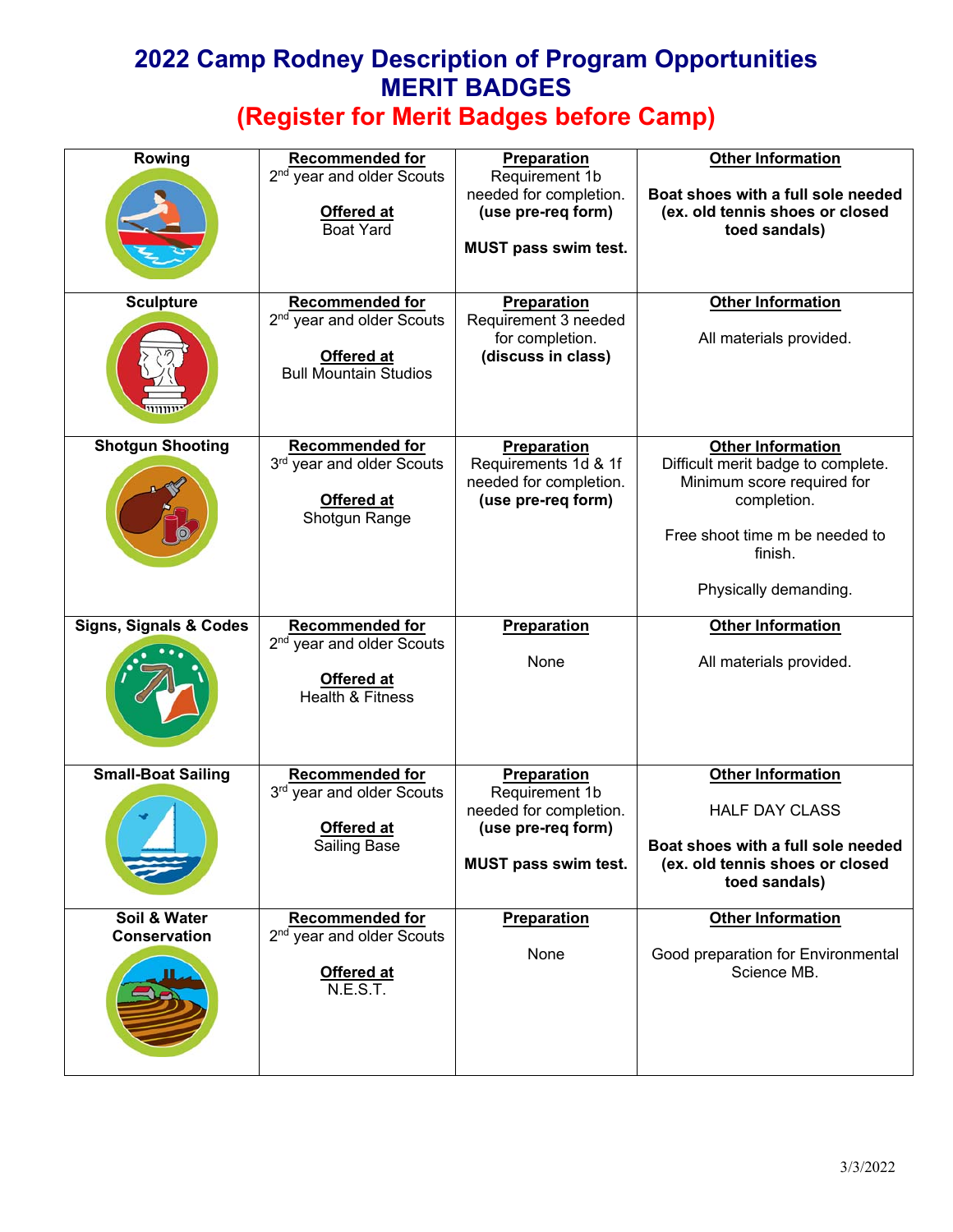# 2022 Camp Rodney Description of Program Opportunities
## MERIT BADGES
## (Register for Merit Badges before Camp)

| Merit Badge | Recommended for / Offered at | Preparation | Other Information |
|---|---|---|---|
| **Rowing** | **Recommended for**<br>2nd year and older Scouts<br><br>**Offered at**<br>Boat Yard | **Preparation**<br>Requirement 1b needed for completion.<br>**(use pre-req form)**<br><br>**MUST pass swim test.** | **Other Information**<br><br>**Boat shoes with a full sole needed (ex. old tennis shoes or closed toed sandals)** |
| **Sculpture** | **Recommended for**<br>2nd year and older Scouts<br><br>**Offered at**<br>Bull Mountain Studios | **Preparation**<br>Requirement 3 needed for completion.<br>**(discuss in class)** | **Other Information**<br><br>All materials provided. |
| **Shotgun Shooting** | **Recommended for**<br>3rd year and older Scouts<br><br>**Offered at**<br>Shotgun Range | **Preparation**<br>Requirements 1d & 1f needed for completion.<br>**(use pre-req form)** | **Other Information**<br>Difficult merit badge to complete. Minimum score required for completion.<br><br>Free shoot time m be needed to finish.<br><br>Physically demanding. |
| **Signs, Signals & Codes** | **Recommended for**<br>2nd year and older Scouts<br><br>**Offered at**<br>Health & Fitness | **Preparation**<br><br>None | **Other Information**<br><br>All materials provided. |
| **Small-Boat Sailing** | **Recommended for**<br>3rd year and older Scouts<br><br>**Offered at**<br>Sailing Base | **Preparation**<br>Requirement 1b needed for completion.<br>**(use pre-req form)**<br><br>**MUST pass swim test.** | **Other Information**<br><br>HALF DAY CLASS<br><br>**Boat shoes with a full sole needed (ex. old tennis shoes or closed toed sandals)** |
| **Soil & Water Conservation** | **Recommended for**<br>2nd year and older Scouts<br><br>**Offered at**<br>N.E.S.T. | **Preparation**<br><br>None | **Other Information**<br><br>Good preparation for Environmental Science MB. |

3/3/2022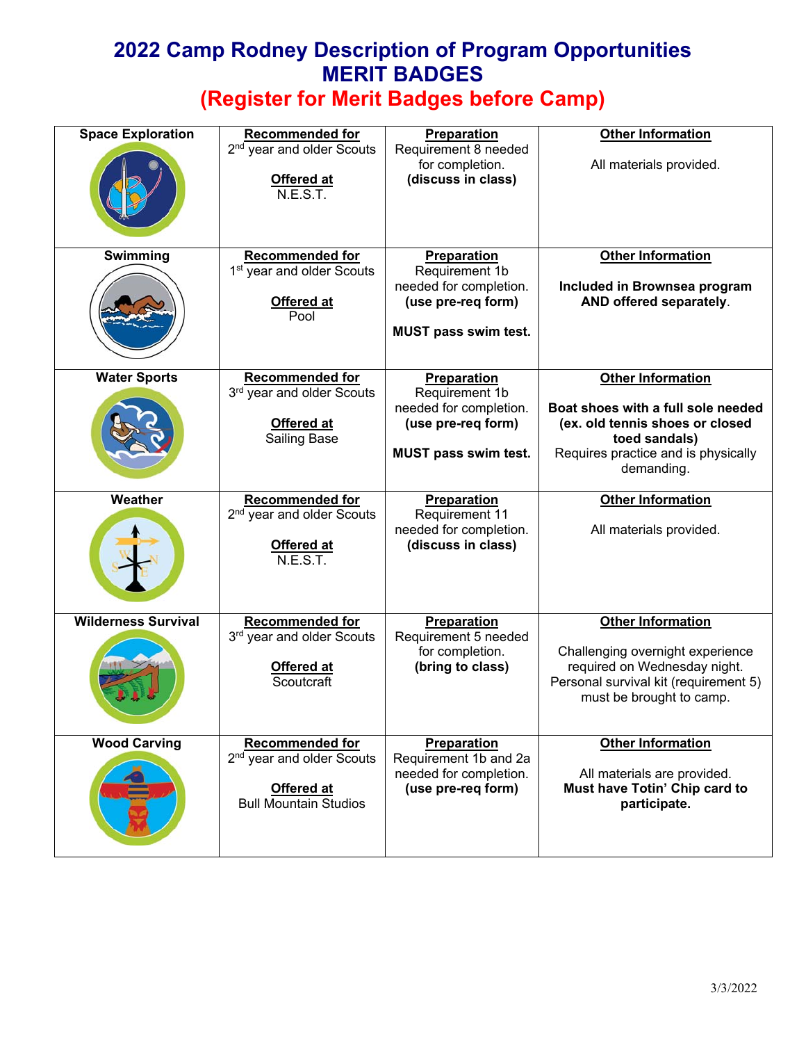# 2022 Camp Rodney Description of Program Opportunities
# MERIT BADGES
## (Register for Merit Badges before Camp)

| Badge | Recommended for / Offered at | Preparation | Other Information |
|---|---|---|---|
| **Space Exploration** | **Recommended for** 2nd year and older Scouts<br><br>**Offered at** N.E.S.T. | **Preparation** Requirement 8 needed for completion. **(discuss in class)** | **Other Information**<br><br>All materials provided. |
| **Swimming** | **Recommended for** 1st year and older Scouts<br><br>**Offered at** Pool | **Preparation** Requirement 1b needed for completion. **(use pre-req form)**<br><br>**MUST pass swim test.** | **Other Information**<br><br>**Included in Brownsea program AND offered separately**. |
| **Water Sports** | **Recommended for** 3rd year and older Scouts<br><br>**Offered at** Sailing Base | **Preparation** Requirement 1b needed for completion. **(use pre-req form)**<br><br>**MUST pass swim test.** | **Other Information**<br><br>**Boat shoes with a full sole needed (ex. old tennis shoes or closed toed sandals)** Requires practice and is physically demanding. |
| **Weather** | **Recommended for** 2nd year and older Scouts<br><br>**Offered at** N.E.S.T. | **Preparation** Requirement 11 needed for completion. **(discuss in class)** | **Other Information**<br><br>All materials provided. |
| **Wilderness Survival** | **Recommended for** 3rd year and older Scouts<br><br>**Offered at** Scoutcraft | **Preparation** Requirement 5 needed for completion. **(bring to class)** | **Other Information**<br><br>Challenging overnight experience required on Wednesday night. Personal survival kit (requirement 5) must be brought to camp. |
| **Wood Carving** | **Recommended for** 2nd year and older Scouts<br><br>**Offered at** Bull Mountain Studios | **Preparation** Requirement 1b and 2a needed for completion. **(use pre-req form)** | **Other Information**<br><br>All materials are provided. **Must have Totin' Chip card to participate.** |

3/3/2022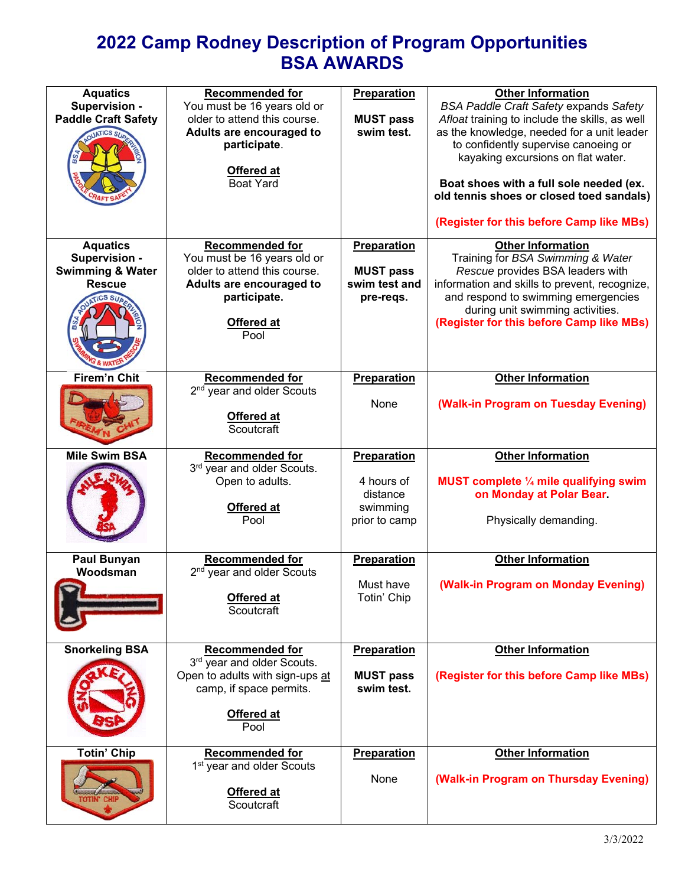# 2022 Camp Rodney Description of Program Opportunities
# BSA AWARDS

| Award | Recommended for / Offered at | Preparation | Other Information |
|---|---|---|---|
| **Aquatics Supervision - Paddle Craft Safety** | **Recommended for** You must be 16 years old or older to attend this course. **Adults are encouraged to participate**. **Offered at** Boat Yard | **Preparation** **MUST pass swim test.** | **Other Information** *BSA Paddle Craft Safety* expands *Safety Afloat* training to include the skills, as well as the knowledge, needed for a unit leader to confidently supervise canoeing or kayaking excursions on flat water. **Boat shoes with a full sole needed (ex. old tennis shoes or closed toed sandals)** **(Register for this before Camp like MBs)** |
| **Aquatics Supervision - Swimming & Water Rescue** | **Recommended for** You must be 16 years old or older to attend this course. **Adults are encouraged to participate.** **Offered at** Pool | **Preparation** **MUST pass swim test and pre-reqs.** | **Other Information** Training for *BSA Swimming & Water Rescue* provides BSA leaders with information and skills to prevent, recognize, and respond to swimming emergencies during unit swimming activities. **(Register for this before Camp like MBs)** |
| **Firem'n Chit** | **Recommended for** 2nd year and older Scouts **Offered at** Scoutcraft | **Preparation** None | **Other Information** **(Walk-in Program on Tuesday Evening)** |
| **Mile Swim BSA** | **Recommended for** 3rd year and older Scouts. Open to adults. **Offered at** Pool | **Preparation** 4 hours of distance swimming prior to camp | **Other Information** **MUST complete ¼ mile qualifying swim on Monday at Polar Bear.** Physically demanding. |
| **Paul Bunyan Woodsman** | **Recommended for** 2nd year and older Scouts **Offered at** Scoutcraft | **Preparation** Must have Totin' Chip | **Other Information** **(Walk-in Program on Monday Evening)** |
| **Snorkeling BSA** | **Recommended for** 3rd year and older Scouts. Open to adults with sign-ups at camp, if space permits. **Offered at** Pool | **Preparation** **MUST pass swim test.** | **Other Information** **(Register for this before Camp like MBs)** |
| **Totin' Chip** | **Recommended for** 1st year and older Scouts **Offered at** Scoutcraft | **Preparation** None | **Other Information** **(Walk-in Program on Thursday Evening)** |

3/3/2022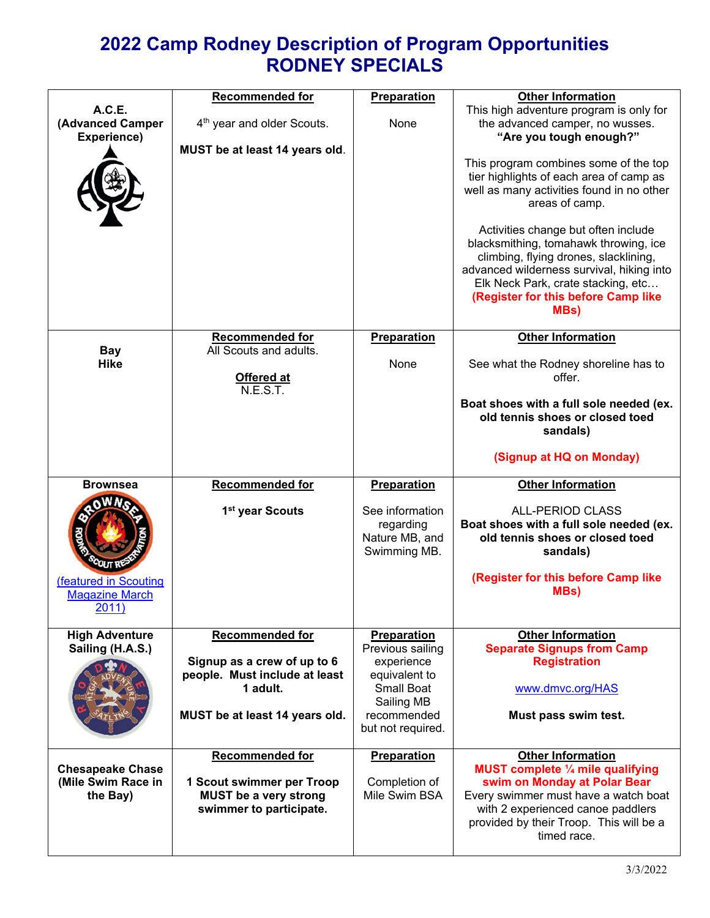# 2022 Camp Rodney Description of Program Opportunities
# RODNEY SPECIALS

| Program | Recommended for | Preparation | Other Information |
|---|---|---|---|
| **A.C.E. (Advanced Camper Experience)** | 4th year and older Scouts.<br><br>**MUST be at least 14 years old**. | None | This high adventure program is only for the advanced camper, no wusses.<br>**"Are you tough enough?"**<br><br>This program combines some of the top tier highlights of each area of camp as well as many activities found in no other areas of camp.<br><br>Activities change but often include blacksmithing, tomahawk throwing, ice climbing, flying drones, slacklining, advanced wilderness survival, hiking into Elk Neck Park, crate stacking, etc…<br>**(Register for this before Camp like MBs)** |
| **Bay Hike** | All Scouts and adults.<br><br>**Offered at**<br>N.E.S.T. | None | See what the Rodney shoreline has to offer.<br><br>**Boat shoes with a full sole needed (ex. old tennis shoes or closed toed sandals)**<br><br>**(Signup at HQ on Monday)** |
| **Brownsea**<br>(featured in Scouting Magazine March 2011) | **1st year Scouts** | See information regarding Nature MB, and Swimming MB. | ALL-PERIOD CLASS<br>**Boat shoes with a full sole needed (ex. old tennis shoes or closed toed sandals)**<br><br>**(Register for this before Camp like MBs)** |
| **High Adventure Sailing (H.A.S.)** | **Signup as a crew of up to 6 people. Must include at least 1 adult.**<br><br>**MUST be at least 14 years old.** | Previous sailing experience equivalent to Small Boat Sailing MB recommended but not required. | **Separate Signups from Camp Registration**<br><br>www.dmvc.org/HAS<br><br>**Must pass swim test.** |
| **Chesapeake Chase (Mile Swim Race in the Bay)** | **1 Scout swimmer per Troop MUST be a very strong swimmer to participate.** | Completion of Mile Swim BSA | **MUST complete ¼ mile qualifying swim on Monday at Polar Bear**<br>Every swimmer must have a watch boat with 2 experienced canoe paddlers provided by their Troop. This will be a timed race. |

3/3/2022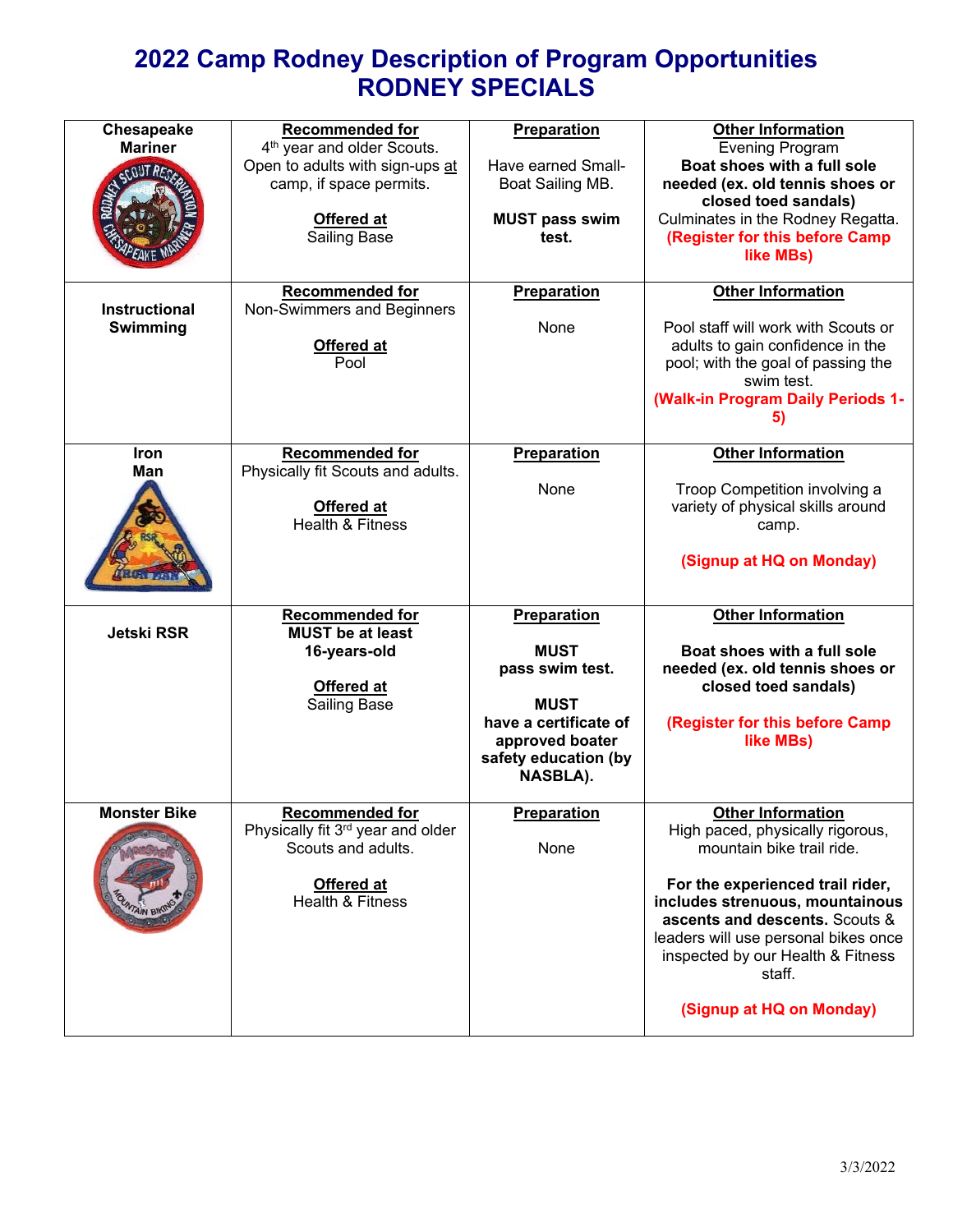# 2022 Camp Rodney Description of Program Opportunities
# RODNEY SPECIALS

| | | | |
|---|---|---|---|
| **Chesapeake Mariner** | **Recommended for**<br>4th year and older Scouts. Open to adults with sign-ups at camp, if space permits.<br><br>**Offered at**<br>Sailing Base | **Preparation**<br><br>Have earned Small-Boat Sailing MB.<br><br>**MUST pass swim test.** | **Other Information**<br>Evening Program<br>**Boat shoes with a full sole needed (ex. old tennis shoes or closed toed sandals)**<br>Culminates in the Rodney Regatta.<br>**(Register for this before Camp like MBs)** |
| **Instructional Swimming** | **Recommended for**<br>Non-Swimmers and Beginners<br><br>**Offered at**<br>Pool | **Preparation**<br><br>None | **Other Information**<br><br>Pool staff will work with Scouts or adults to gain confidence in the pool; with the goal of passing the swim test.<br>**(Walk-in Program Daily Periods 1-5)** |
| **Iron Man** | **Recommended for**<br>Physically fit Scouts and adults.<br><br>**Offered at**<br>Health & Fitness | **Preparation**<br><br>None | **Other Information**<br><br>Troop Competition involving a variety of physical skills around camp.<br><br>**(Signup at HQ on Monday)** |
| **Jetski RSR** | **Recommended for**<br>**MUST be at least 16-years-old**<br><br>**Offered at**<br>Sailing Base | **Preparation**<br><br>**MUST pass swim test.**<br><br>**MUST have a certificate of approved boater safety education (by NASBLA).** | **Other Information**<br><br>**Boat shoes with a full sole needed (ex. old tennis shoes or closed toed sandals)**<br><br>**(Register for this before Camp like MBs)** |
| **Monster Bike** | **Recommended for**<br>Physically fit 3rd year and older Scouts and adults.<br><br>**Offered at**<br>Health & Fitness | **Preparation**<br><br>None | **Other Information**<br>High paced, physically rigorous, mountain bike trail ride.<br><br>**For the experienced trail rider, includes strenuous, mountainous ascents and descents.** Scouts & leaders will use personal bikes once inspected by our Health & Fitness staff.<br><br>**(Signup at HQ on Monday)** |

3/3/2022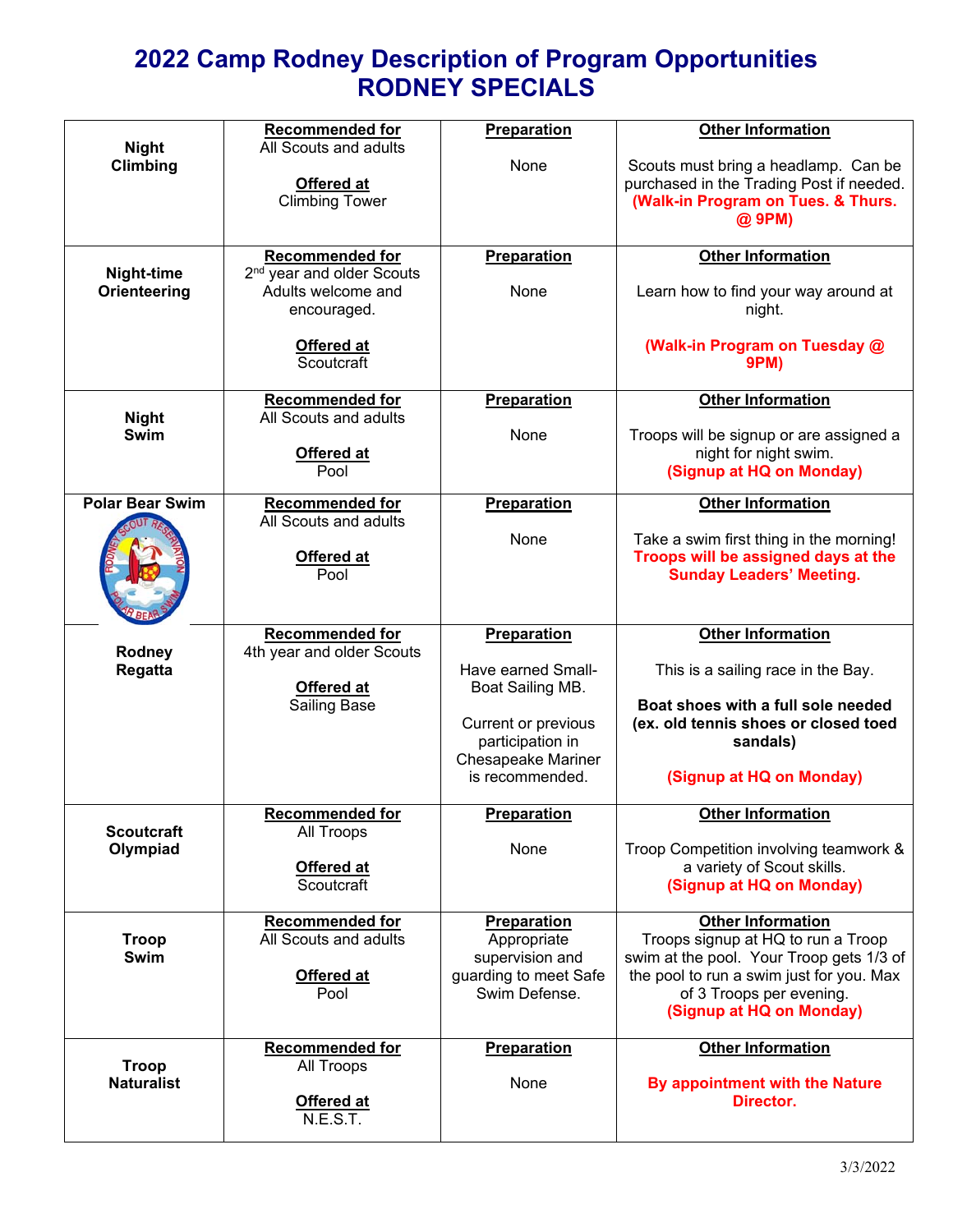# 2022 Camp Rodney Description of Program Opportunities
# RODNEY SPECIALS

| Program | Recommended for / Offered at | Preparation | Other Information |
|---|---|---|---|
| **Night Climbing** | **Recommended for** All Scouts and adults **Offered at** Climbing Tower | **Preparation** None | **Other Information** Scouts must bring a headlamp. Can be purchased in the Trading Post if needed. **(Walk-in Program on Tues. & Thurs. @ 9PM)** |
| **Night-time Orienteering** | **Recommended for** 2nd year and older Scouts Adults welcome and encouraged. **Offered at** Scoutcraft | **Preparation** None | **Other Information** Learn how to find your way around at night. **(Walk-in Program on Tuesday @ 9PM)** |
| **Night Swim** | **Recommended for** All Scouts and adults **Offered at** Pool | **Preparation** None | **Other Information** Troops will be signup or are assigned a night for night swim. **(Signup at HQ on Monday)** |
| **Polar Bear Swim** | **Recommended for** All Scouts and adults **Offered at** Pool | **Preparation** None | **Other Information** Take a swim first thing in the morning! **Troops will be assigned days at the Sunday Leaders' Meeting.** |
| **Rodney Regatta** | **Recommended for** 4th year and older Scouts **Offered at** Sailing Base | **Preparation** Have earned Small-Boat Sailing MB. Current or previous participation in Chesapeake Mariner is recommended. | **Other Information** This is a sailing race in the Bay. **Boat shoes with a full sole needed (ex. old tennis shoes or closed toed sandals)** **(Signup at HQ on Monday)** |
| **Scoutcraft Olympiad** | **Recommended for** All Troops **Offered at** Scoutcraft | **Preparation** None | **Other Information** Troop Competition involving teamwork & a variety of Scout skills. **(Signup at HQ on Monday)** |
| **Troop Swim** | **Recommended for** All Scouts and adults **Offered at** Pool | **Preparation** Appropriate supervision and guarding to meet Safe Swim Defense. | **Other Information** Troops signup at HQ to run a Troop swim at the pool. Your Troop gets 1/3 of the pool to run a swim just for you. Max of 3 Troops per evening. **(Signup at HQ on Monday)** |
| **Troop Naturalist** | **Recommended for** All Troops **Offered at** N.E.S.T. | **Preparation** None | **Other Information** **By appointment with the Nature Director.** |

3/3/2022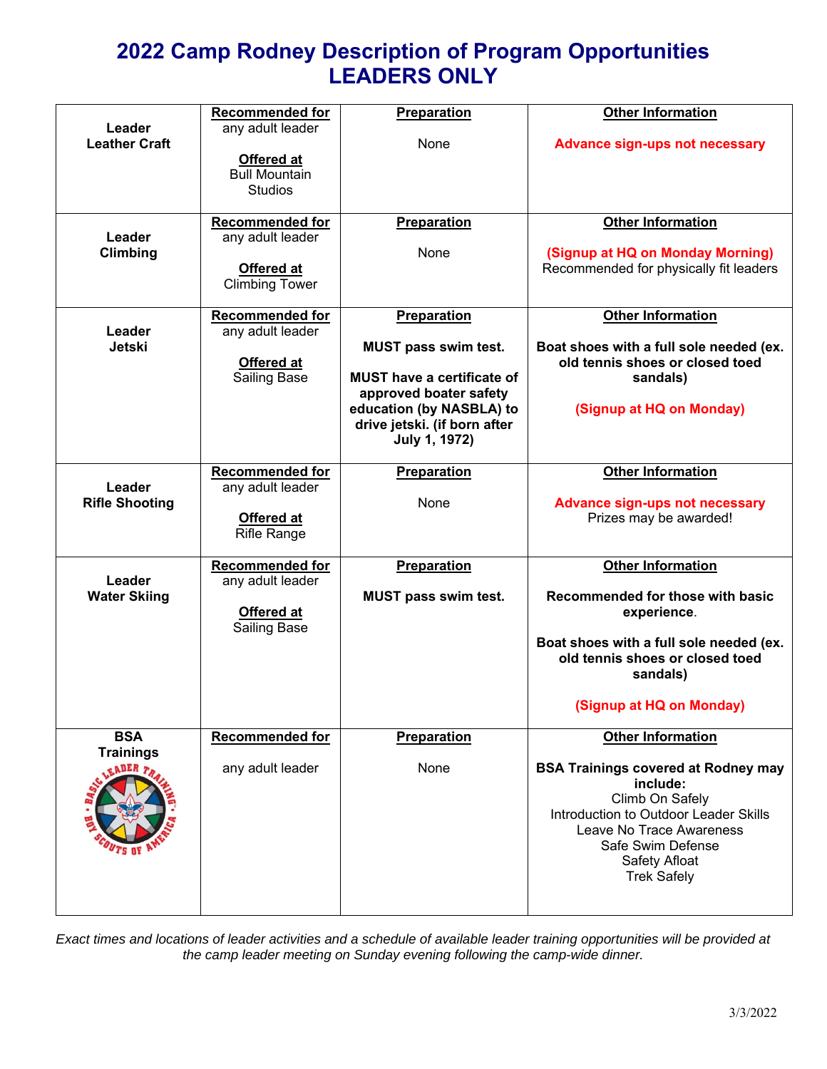# 2022 Camp Rodney Description of Program Opportunities
# LEADERS ONLY

| | | | |
|---|---|---|---|
| **Leader Leather Craft** | **Recommended for** any adult leader<br><br>**Offered at** Bull Mountain Studios | **Preparation**<br><br>None | **Other Information**<br><br>**Advance sign-ups not necessary** |
| **Leader Climbing** | **Recommended for** any adult leader<br><br>**Offered at** Climbing Tower | **Preparation**<br><br>None | **Other Information**<br><br>**(Signup at HQ on Monday Morning)**<br>Recommended for physically fit leaders |
| **Leader Jetski** | **Recommended for** any adult leader<br><br>**Offered at** Sailing Base | **Preparation**<br><br>**MUST pass swim test.**<br><br>**MUST have a certificate of approved boater safety education (by NASBLA) to drive jetski. (if born after July 1, 1972)** | **Other Information**<br><br>**Boat shoes with a full sole needed (ex. old tennis shoes or closed toed sandals)**<br><br>**(Signup at HQ on Monday)** |
| **Leader Rifle Shooting** | **Recommended for** any adult leader<br><br>**Offered at** Rifle Range | **Preparation**<br><br>None | **Other Information**<br><br>**Advance sign-ups not necessary**<br>Prizes may be awarded! |
| **Leader Water Skiing** | **Recommended for** any adult leader<br><br>**Offered at** Sailing Base | **Preparation**<br><br>**MUST pass swim test.** | **Other Information**<br><br>**Recommended for those with basic experience.**<br><br>**Boat shoes with a full sole needed (ex. old tennis shoes or closed toed sandals)**<br><br>**(Signup at HQ on Monday)** |
| **BSA Trainings** | **Recommended for**<br><br>any adult leader | **Preparation**<br><br>None | **Other Information**<br><br>**BSA Trainings covered at Rodney may include:**<br>Climb On Safely<br>Introduction to Outdoor Leader Skills<br>Leave No Trace Awareness<br>Safe Swim Defense<br>Safety Afloat<br>Trek Safely |

*Exact times and locations of leader activities and a schedule of available leader training opportunities will be provided at the camp leader meeting on Sunday evening following the camp-wide dinner.*

3/3/2022